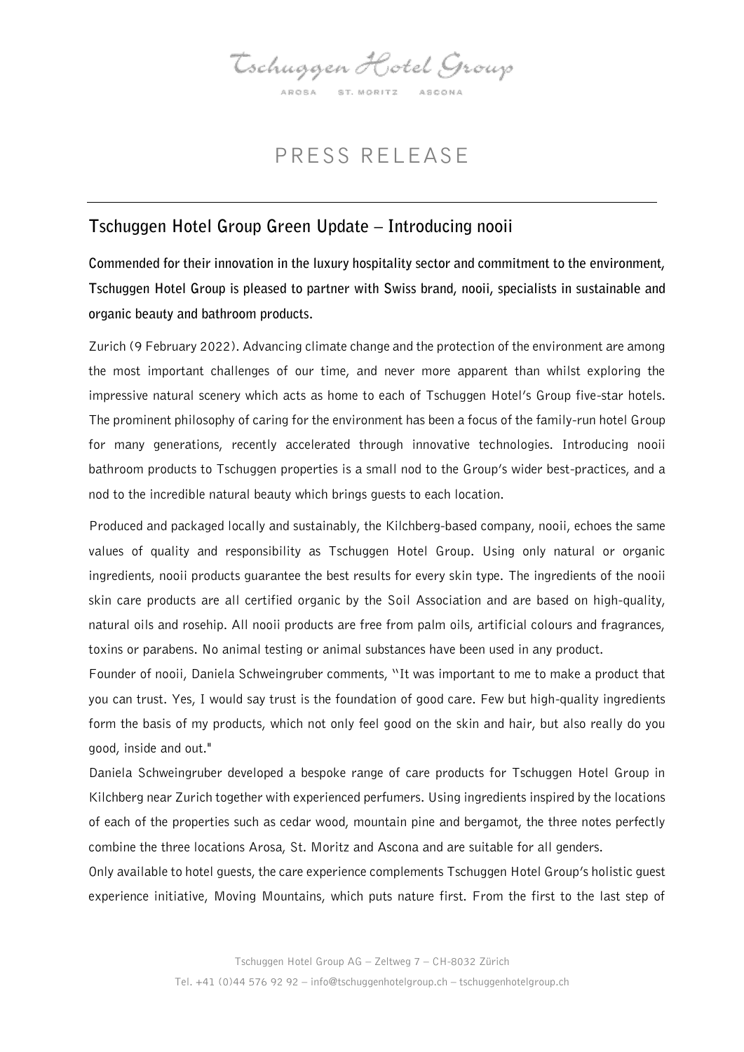Tschuggen Hotel Group

AROSA ST. MORITZ ASCONA

# PRESS RELEASE

## Tschuggen Hotel Group Green Update – Introducing nooii

**Commended for their innovation in the luxury hospitality sector and commitment to the environment, Tschuggen Hotel Group is pleased to partner with Swiss brand, nooii, specialists in sustainable and organic beauty and bathroom products.**

Zurich (9 February 2022). Advancing climate change and the protection of the environment are among the most important challenges of our time, and never more apparent than whilst exploring the impressive natural scenery which acts as home to each of Tschuggen Hotel's Group five-star hotels. The prominent philosophy of caring for the environment has been a focus of the family-run hotel Group for many generations, recently accelerated through innovative technologies. Introducing nooii bathroom products to Tschuggen properties is a small nod to the Group's wider best-practices, and a nod to the incredible natural beauty which brings guests to each location.

Produced and packaged locally and sustainably, the Kilchberg-based company, nooii, echoes the same values of quality and responsibility as Tschuggen Hotel Group. Using only natural or organic ingredients, nooii products guarantee the best results for every skin type. The ingredients of the nooii skin care products are all certified organic by the Soil Association and are based on high-quality, natural oils and rosehip. All nooii products are free from palm oils, artificial colours and fragrances, toxins or parabens. No animal testing or animal substances have been used in any product.

Founder of nooii, Daniela Schweingruber comments, "It was important to me to make a product that you can trust. Yes, I would say trust is the foundation of good care. Few but high-quality ingredients form the basis of my products, which not only feel good on the skin and hair, but also really do you good, inside and out."

Daniela Schweingruber developed a bespoke range of care products for Tschuggen Hotel Group in Kilchberg near Zurich together with experienced perfumers. Using ingredients inspired by the locations of each of the properties such as cedar wood, mountain pine and bergamot, the three notes perfectly combine the three locations Arosa, St. Moritz and Ascona and are suitable for all genders.

Only available to hotel guests, the care experience complements Tschuggen Hotel Group's holistic guest experience initiative, Moving Mountains, which puts nature first. From the first to the last step of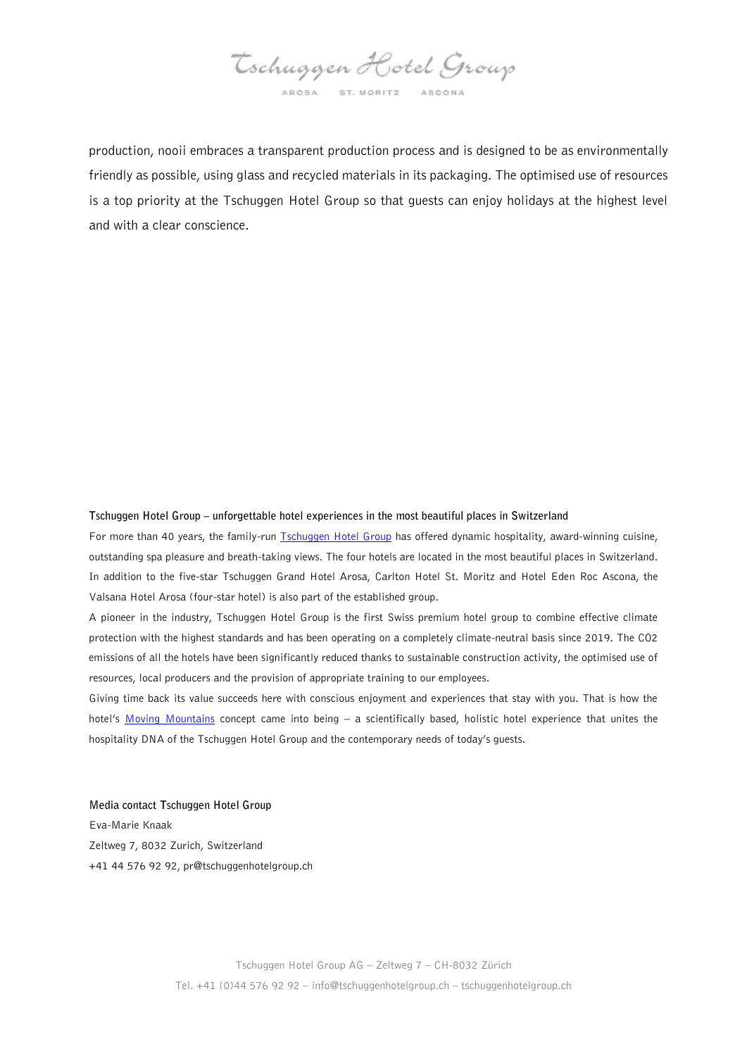production, nooii embraces a transparent production process and is designed to be as environmentally friendly as possible, using glass and recycled materials in its packaging. The optimised use of resources is a top priority at the Tschuggen Hotel Group so that guests can enjoy holidays at the highest level and with a clear conscience.

**Tschuggen Hotel Group – unforgettable hotel experiences in the most beautiful places in Switzerland**

For more than 40 years, the family-run Tschuggen Hotel Group has offered dynamic hospitality, award-winning cuisine, outstanding spa pleasure and breath-taking views. The four hotels are located in the most beautiful places in Switzerland. In addition to the five-star Tschuggen Grand Hotel Arosa, Carlton Hotel St. Moritz and Hotel Eden Roc Ascona, the Valsana Hotel Arosa (four-star hotel) is also part of the established group.

A pioneer in the industry, Tschuggen Hotel Group is the first Swiss premium hotel group to combine effective climate protection with the highest standards and has been operating on a completely climate-neutral basis since 2019. The $CO_2$ emissions of all the hotels have been significantly reduced thanks to sustainable construction activity, the optimised use of resources, local producers and the provision of appropriate training to our employees.

Giving time back its value succeeds here with conscious enjoyment and experiences that stay with you. That is how the hotel's Moving Mountains concept came into being – a scientifically based, holistic hotel experience that unites the hospitality DNA of the Tschuggen Hotel Group and the contemporary needs of today's guests.

**Media contact Tschuggen Hotel Group**

Eva-Marie Knaak

Zeltweg 7, 8032 Zurich, Switzerland

+41 44 576 92 92, pr@tschuggenhotelgroup.ch